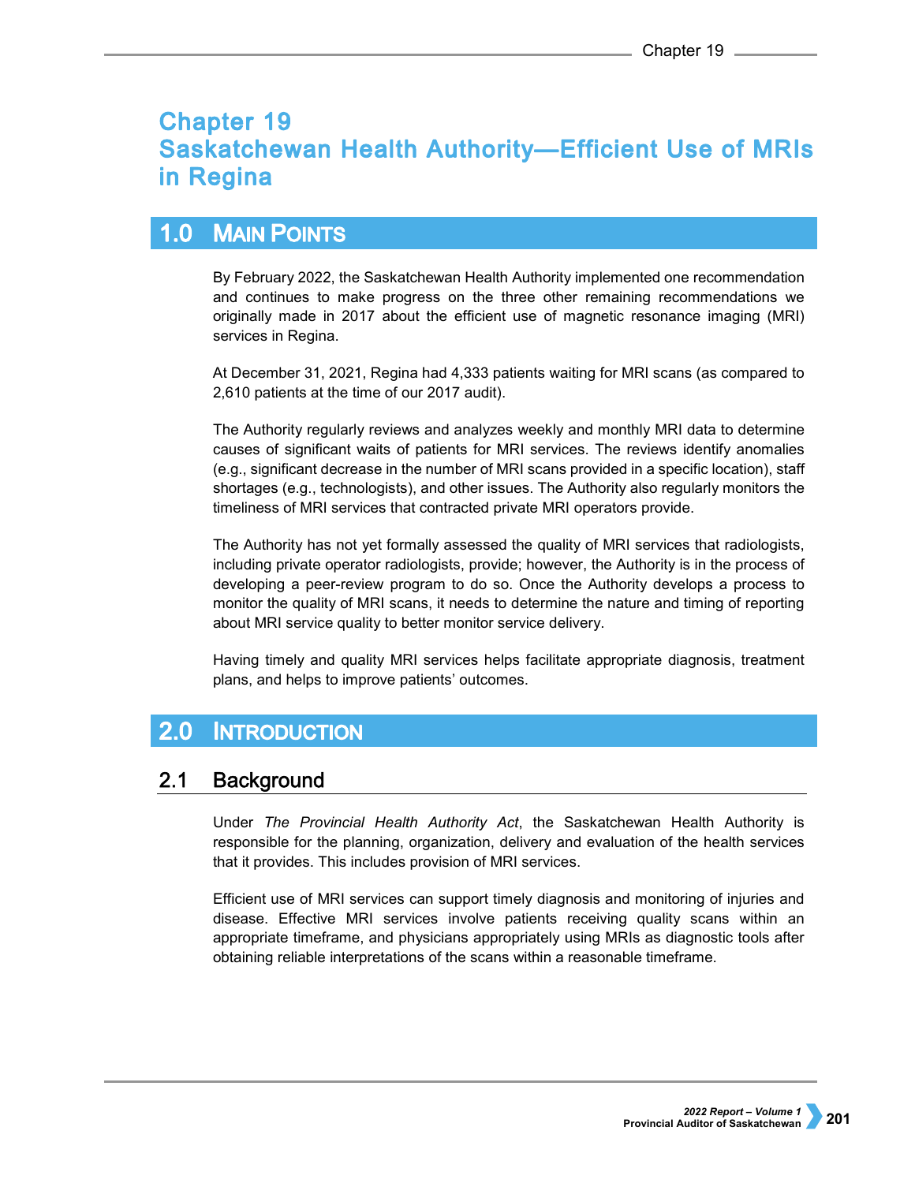# Chapter 19
# Saskatchewan Health Authority—Efficient Use of MRIs in Regina

## 1.0 Main Points

By February 2022, the Saskatchewan Health Authority implemented one recommendation and continues to make progress on the three other remaining recommendations we originally made in 2017 about the efficient use of magnetic resonance imaging (MRI) services in Regina.

At December 31, 2021, Regina had 4,333 patients waiting for MRI scans (as compared to 2,610 patients at the time of our 2017 audit).

The Authority regularly reviews and analyzes weekly and monthly MRI data to determine causes of significant waits of patients for MRI services. The reviews identify anomalies (e.g., significant decrease in the number of MRI scans provided in a specific location), staff shortages (e.g., technologists), and other issues. The Authority also regularly monitors the timeliness of MRI services that contracted private MRI operators provide.

The Authority has not yet formally assessed the quality of MRI services that radiologists, including private operator radiologists, provide; however, the Authority is in the process of developing a peer-review program to do so. Once the Authority develops a process to monitor the quality of MRI scans, it needs to determine the nature and timing of reporting about MRI service quality to better monitor service delivery.

Having timely and quality MRI services helps facilitate appropriate diagnosis, treatment plans, and helps to improve patients' outcomes.

## 2.0 Introduction

### 2.1 Background

Under *The Provincial Health Authority Act*, the Saskatchewan Health Authority is responsible for the planning, organization, delivery and evaluation of the health services that it provides. This includes provision of MRI services.

Efficient use of MRI services can support timely diagnosis and monitoring of injuries and disease. Effective MRI services involve patients receiving quality scans within an appropriate timeframe, and physicians appropriately using MRIs as diagnostic tools after obtaining reliable interpretations of the scans within a reasonable timeframe.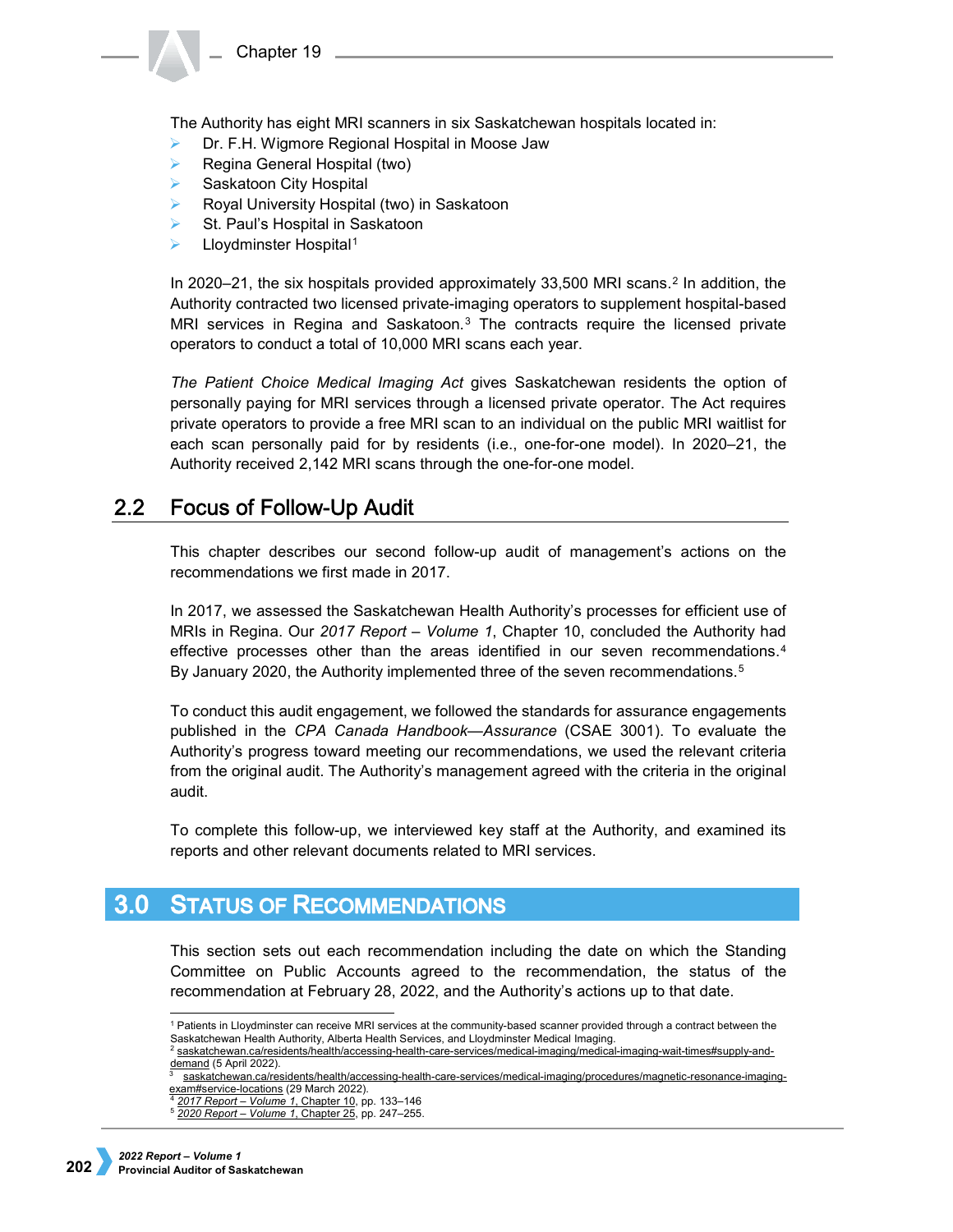The Authority has eight MRI scanners in six Saskatchewan hospitals located in:

- Dr. F.H. Wigmore Regional Hospital in Moose Jaw
- Regina General Hospital (two)
- Saskatoon City Hospital
- Royal University Hospital (two) in Saskatoon
- St. Paul's Hospital in Saskatoon
- Lloydminster Hospital[1]

In 2020–21, the six hospitals provided approximately 33,500 MRI scans.[2] In addition, the Authority contracted two licensed private-imaging operators to supplement hospital-based MRI services in Regina and Saskatoon.[3] The contracts require the licensed private operators to conduct a total of 10,000 MRI scans each year.

*The Patient Choice Medical Imaging Act* gives Saskatchewan residents the option of personally paying for MRI services through a licensed private operator. The Act requires private operators to provide a free MRI scan to an individual on the public MRI waitlist for each scan personally paid for by residents (i.e., one-for-one model). In 2020–21, the Authority received 2,142 MRI scans through the one-for-one model.

## 2.2 Focus of Follow-Up Audit

This chapter describes our second follow-up audit of management's actions on the recommendations we first made in 2017.

In 2017, we assessed the Saskatchewan Health Authority's processes for efficient use of MRIs in Regina. Our *2017 Report – Volume 1*, Chapter 10, concluded the Authority had effective processes other than the areas identified in our seven recommendations.[4] By January 2020, the Authority implemented three of the seven recommendations.[5]

To conduct this audit engagement, we followed the standards for assurance engagements published in the *CPA Canada Handbook—Assurance* (CSAE 3001). To evaluate the Authority's progress toward meeting our recommendations, we used the relevant criteria from the original audit. The Authority's management agreed with the criteria in the original audit.

To complete this follow-up, we interviewed key staff at the Authority, and examined its reports and other relevant documents related to MRI services.

# 3.0 Status of Recommendations

This section sets out each recommendation including the date on which the Standing Committee on Public Accounts agreed to the recommendation, the status of the recommendation at February 28, 2022, and the Authority's actions up to that date.

---

[1] Patients in Lloydminster can receive MRI services at the community-based scanner provided through a contract between the Saskatchewan Health Authority, Alberta Health Services, and Lloydminster Medical Imaging.

[2] saskatchewan.ca/residents/health/accessing-health-care-services/medical-imaging/medical-imaging-wait-times#supply-and-demand (5 April 2022).

[3] saskatchewan.ca/residents/health/accessing-health-care-services/medical-imaging/procedures/magnetic-resonance-imaging-exam#service-locations (29 March 2022).

[4] *2017 Report – Volume 1*, Chapter 10, pp. 133–146

[5] *2020 Report – Volume 1*, Chapter 25, pp. 247–255.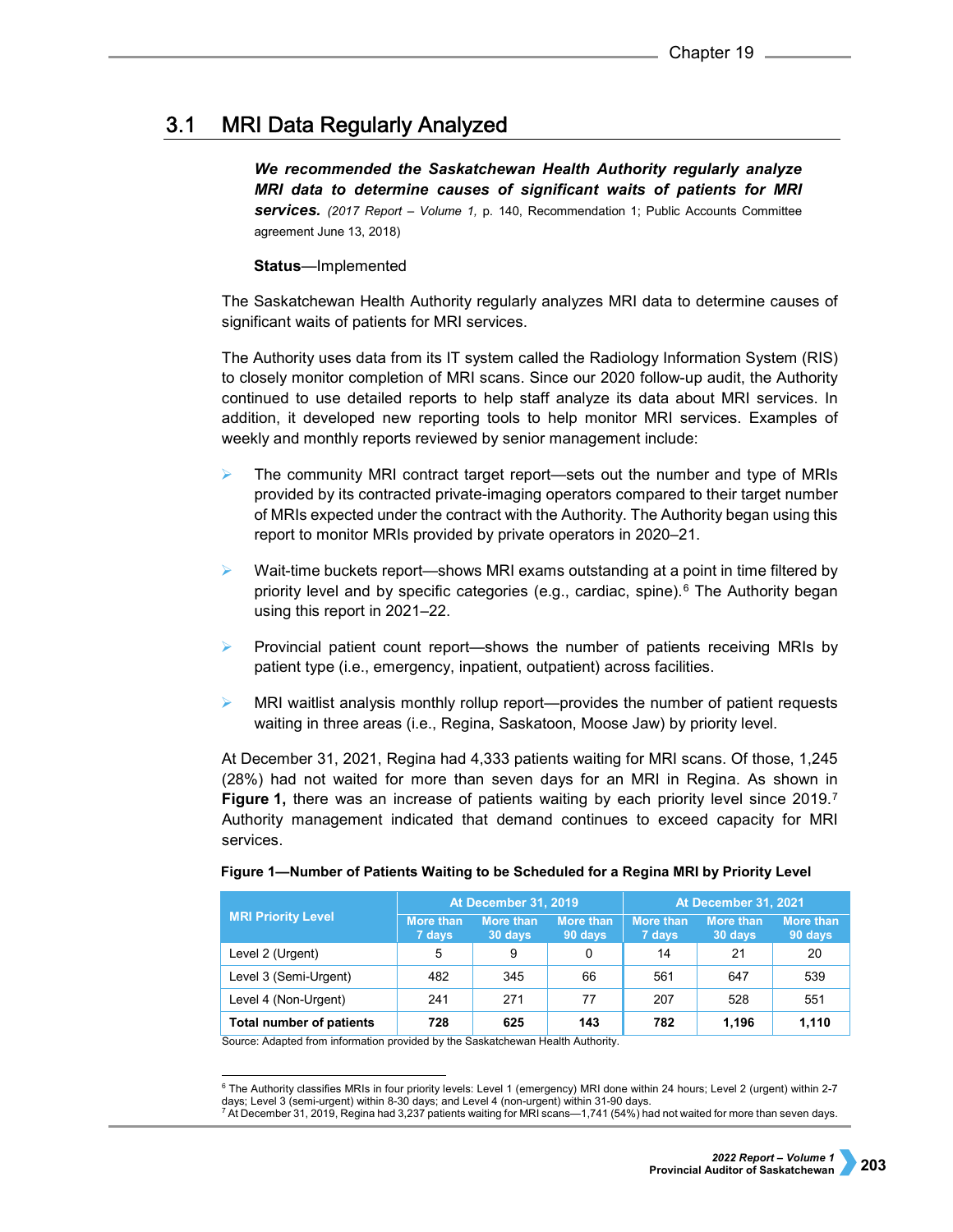## 3.1 MRI Data Regularly Analyzed

***We recommended the Saskatchewan Health Authority regularly analyze MRI data to determine causes of significant waits of patients for MRI services.*** *(2017 Report – Volume 1,* p. 140, Recommendation 1; Public Accounts Committee agreement June 13, 2018)

**Status**—Implemented

The Saskatchewan Health Authority regularly analyzes MRI data to determine causes of significant waits of patients for MRI services.

The Authority uses data from its IT system called the Radiology Information System (RIS) to closely monitor completion of MRI scans. Since our 2020 follow-up audit, the Authority continued to use detailed reports to help staff analyze its data about MRI services. In addition, it developed new reporting tools to help monitor MRI services. Examples of weekly and monthly reports reviewed by senior management include:

- The community MRI contract target report—sets out the number and type of MRIs provided by its contracted private-imaging operators compared to their target number of MRIs expected under the contract with the Authority. The Authority began using this report to monitor MRIs provided by private operators in 2020–21.
- Wait-time buckets report—shows MRI exams outstanding at a point in time filtered by priority level and by specific categories (e.g., cardiac, spine).[6] The Authority began using this report in 2021–22.
- Provincial patient count report—shows the number of patients receiving MRIs by patient type (i.e., emergency, inpatient, outpatient) across facilities.
- MRI waitlist analysis monthly rollup report—provides the number of patient requests waiting in three areas (i.e., Regina, Saskatoon, Moose Jaw) by priority level.

At December 31, 2021, Regina had 4,333 patients waiting for MRI scans. Of those, 1,245 (28%) had not waited for more than seven days for an MRI in Regina. As shown in **Figure 1,** there was an increase of patients waiting by each priority level since 2019.[7] Authority management indicated that demand continues to exceed capacity for MRI services.

**Figure 1—Number of Patients Waiting to be Scheduled for a Regina MRI by Priority Level**

| MRI Priority Level | At December 31, 2019 | | | At December 31, 2021 | | |
|---|---|---|---|---|---|---|
| | More than 7 days | More than 30 days | More than 90 days | More than 7 days | More than 30 days | More than 90 days |
| Level 2 (Urgent) | 5 | 9 | 0 | 14 | 21 | 20 |
| Level 3 (Semi-Urgent) | 482 | 345 | 66 | 561 | 647 | 539 |
| Level 4 (Non-Urgent) | 241 | 271 | 77 | 207 | 528 | 551 |
| **Total number of patients** | **728** | **625** | **143** | **782** | **1,196** | **1,110** |

Source: Adapted from information provided by the Saskatchewan Health Authority.

[6] The Authority classifies MRIs in four priority levels: Level 1 (emergency) MRI done within 24 hours; Level 2 (urgent) within 2-7 days; Level 3 (semi-urgent) within 8-30 days; and Level 4 (non-urgent) within 31-90 days.

[7] At December 31, 2019, Regina had 3,237 patients waiting for MRI scans—1,741 (54%) had not waited for more than seven days.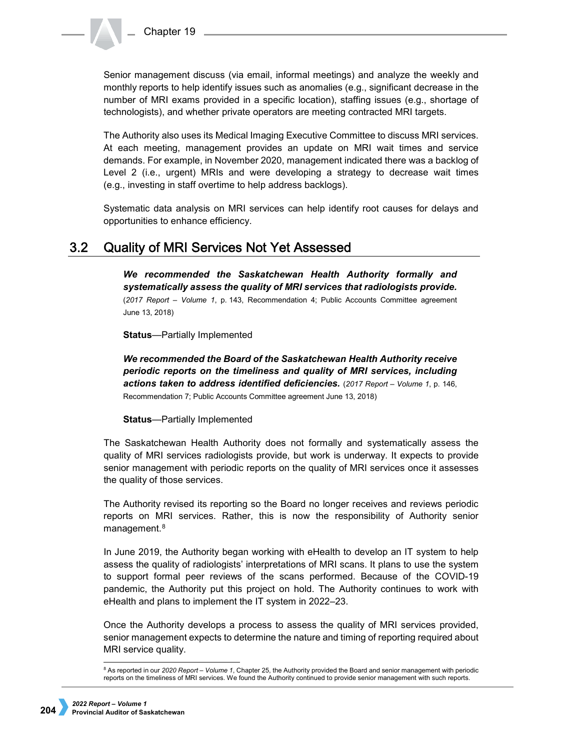Senior management discuss (via email, informal meetings) and analyze the weekly and monthly reports to help identify issues such as anomalies (e.g., significant decrease in the number of MRI exams provided in a specific location), staffing issues (e.g., shortage of technologists), and whether private operators are meeting contracted MRI targets.

The Authority also uses its Medical Imaging Executive Committee to discuss MRI services. At each meeting, management provides an update on MRI wait times and service demands. For example, in November 2020, management indicated there was a backlog of Level 2 (i.e., urgent) MRIs and were developing a strategy to decrease wait times (e.g., investing in staff overtime to help address backlogs).

Systematic data analysis on MRI services can help identify root causes for delays and opportunities to enhance efficiency.

## 3.2 Quality of MRI Services Not Yet Assessed

***We recommended the Saskatchewan Health Authority formally and systematically assess the quality of MRI services that radiologists provide.*** (*2017 Report – Volume 1*, p. 143, Recommendation 4; Public Accounts Committee agreement June 13, 2018)

**Status**—Partially Implemented

***We recommended the Board of the Saskatchewan Health Authority receive periodic reports on the timeliness and quality of MRI services, including actions taken to address identified deficiencies.*** (*2017 Report – Volume 1*, p. 146, Recommendation 7; Public Accounts Committee agreement June 13, 2018)

**Status**—Partially Implemented

The Saskatchewan Health Authority does not formally and systematically assess the quality of MRI services radiologists provide, but work is underway. It expects to provide senior management with periodic reports on the quality of MRI services once it assesses the quality of those services.

The Authority revised its reporting so the Board no longer receives and reviews periodic reports on MRI services. Rather, this is now the responsibility of Authority senior management.[8]

In June 2019, the Authority began working with eHealth to develop an IT system to help assess the quality of radiologists' interpretations of MRI scans. It plans to use the system to support formal peer reviews of the scans performed. Because of the COVID-19 pandemic, the Authority put this project on hold. The Authority continues to work with eHealth and plans to implement the IT system in 2022–23.

Once the Authority develops a process to assess the quality of MRI services provided, senior management expects to determine the nature and timing of reporting required about MRI service quality.

[8] As reported in our *2020 Report – Volume 1*, Chapter 25, the Authority provided the Board and senior management with periodic reports on the timeliness of MRI services. We found the Authority continued to provide senior management with such reports.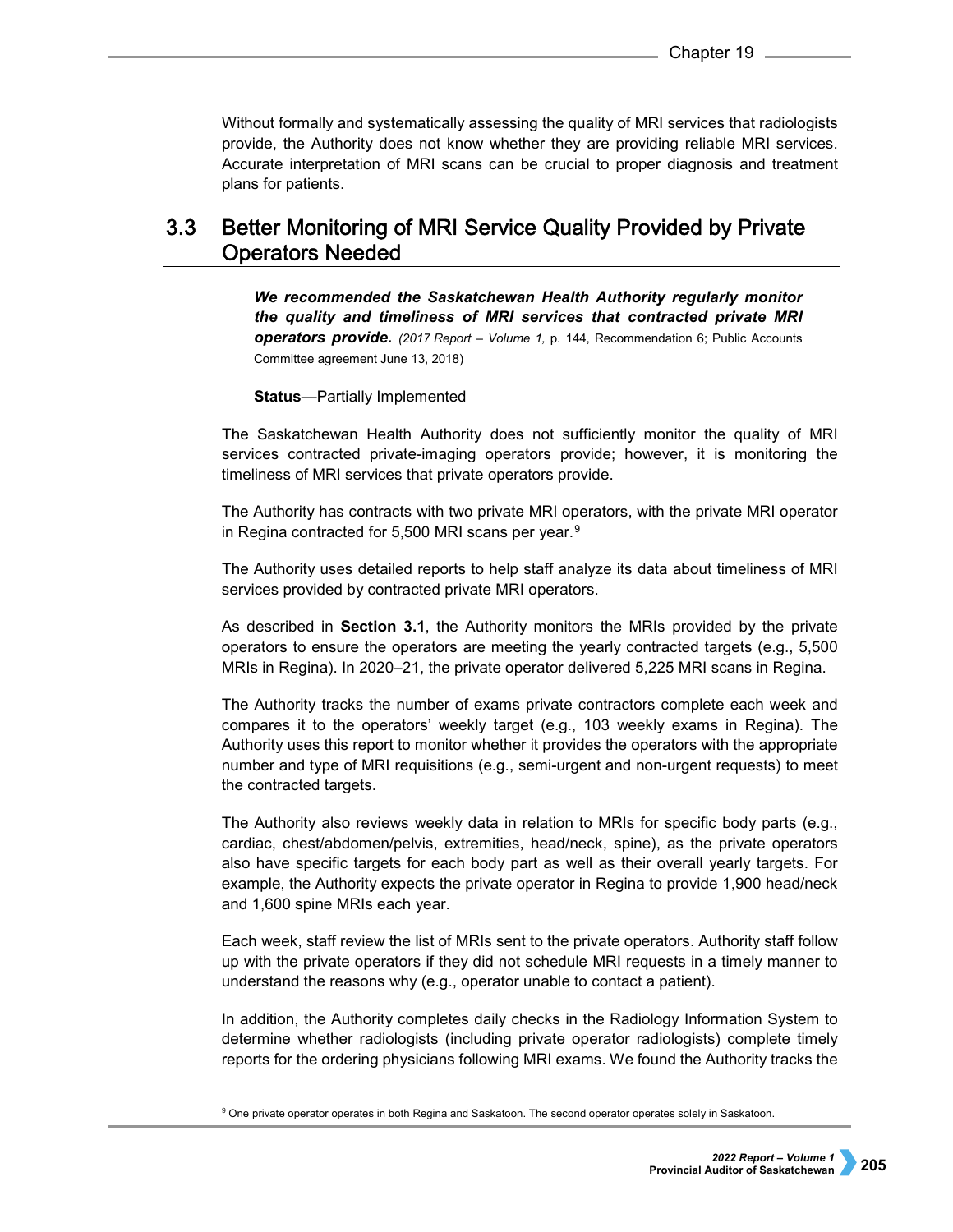Without formally and systematically assessing the quality of MRI services that radiologists provide, the Authority does not know whether they are providing reliable MRI services. Accurate interpretation of MRI scans can be crucial to proper diagnosis and treatment plans for patients.

## 3.3 Better Monitoring of MRI Service Quality Provided by Private Operators Needed

***We recommended the Saskatchewan Health Authority regularly monitor the quality and timeliness of MRI services that contracted private MRI operators provide.*** *(2017 Report – Volume 1,* p. 144, Recommendation 6; Public Accounts Committee agreement June 13, 2018)

**Status**—Partially Implemented

The Saskatchewan Health Authority does not sufficiently monitor the quality of MRI services contracted private-imaging operators provide; however, it is monitoring the timeliness of MRI services that private operators provide.

The Authority has contracts with two private MRI operators, with the private MRI operator in Regina contracted for 5,500 MRI scans per year.[9]

The Authority uses detailed reports to help staff analyze its data about timeliness of MRI services provided by contracted private MRI operators.

As described in **Section 3.1**, the Authority monitors the MRIs provided by the private operators to ensure the operators are meeting the yearly contracted targets (e.g., 5,500 MRIs in Regina). In 2020–21, the private operator delivered 5,225 MRI scans in Regina.

The Authority tracks the number of exams private contractors complete each week and compares it to the operators' weekly target (e.g., 103 weekly exams in Regina). The Authority uses this report to monitor whether it provides the operators with the appropriate number and type of MRI requisitions (e.g., semi-urgent and non-urgent requests) to meet the contracted targets.

The Authority also reviews weekly data in relation to MRIs for specific body parts (e.g., cardiac, chest/abdomen/pelvis, extremities, head/neck, spine), as the private operators also have specific targets for each body part as well as their overall yearly targets. For example, the Authority expects the private operator in Regina to provide 1,900 head/neck and 1,600 spine MRIs each year.

Each week, staff review the list of MRIs sent to the private operators. Authority staff follow up with the private operators if they did not schedule MRI requests in a timely manner to understand the reasons why (e.g., operator unable to contact a patient).

In addition, the Authority completes daily checks in the Radiology Information System to determine whether radiologists (including private operator radiologists) complete timely reports for the ordering physicians following MRI exams. We found the Authority tracks the

[9] One private operator operates in both Regina and Saskatoon. The second operator operates solely in Saskatoon.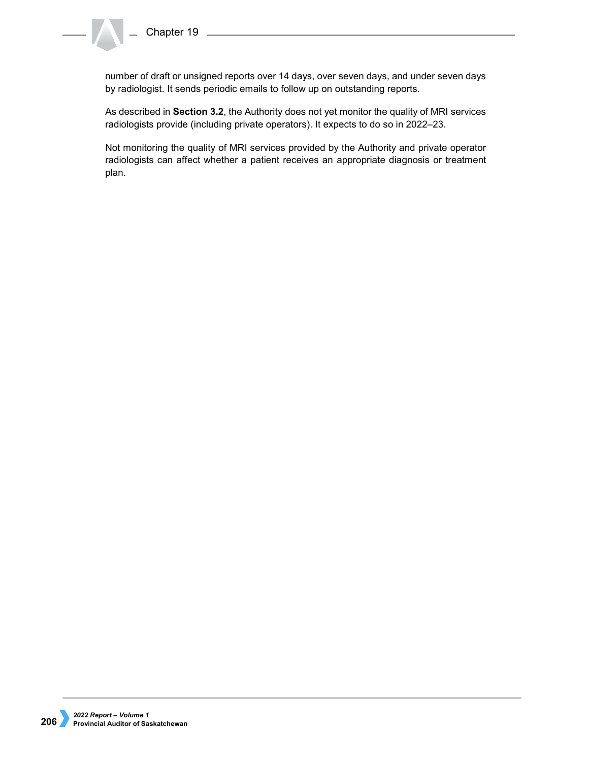number of draft or unsigned reports over 14 days, over seven days, and under seven days by radiologist. It sends periodic emails to follow up on outstanding reports.

As described in **Section 3.2**, the Authority does not yet monitor the quality of MRI services radiologists provide (including private operators). It expects to do so in 2022–23.

Not monitoring the quality of MRI services provided by the Authority and private operator radiologists can affect whether a patient receives an appropriate diagnosis or treatment plan.